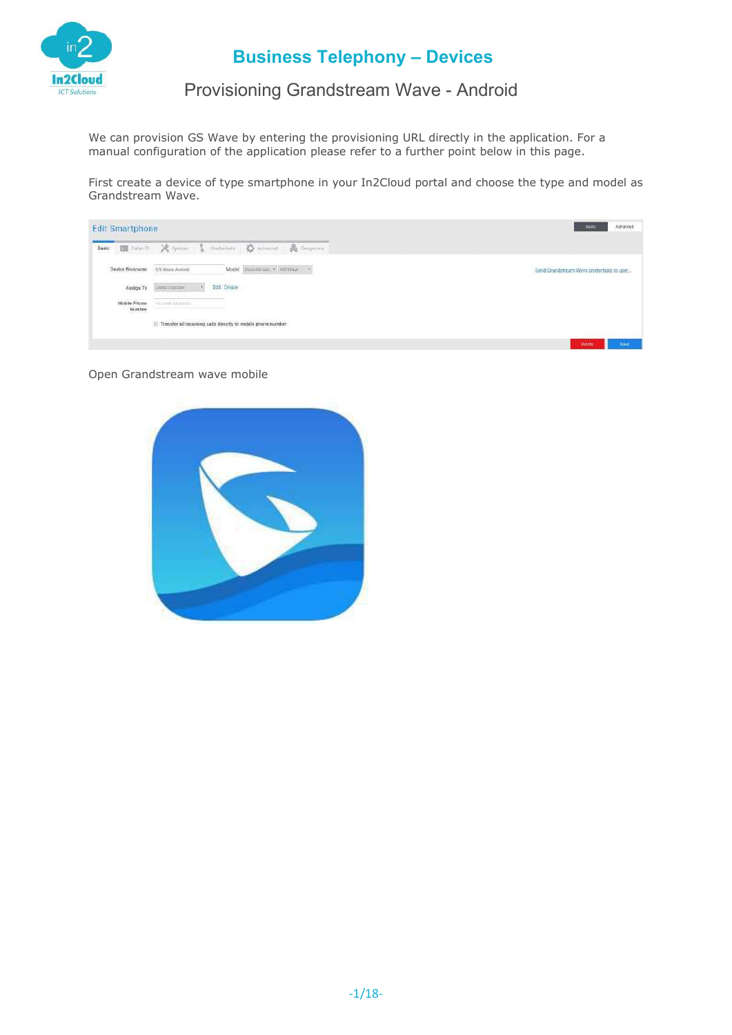# Business Telephony – Devices

## Provisioning Grandstream Wave - Android

We can provision GS Wave by entering the provisioning URL directly in the application. For a manual configuration of the application please refer to a further point below in this page.

First create a device of type smartphone in your In2Cloud portal and choose the type and model as Grandstream Wave.

Open Grandstream wave mobile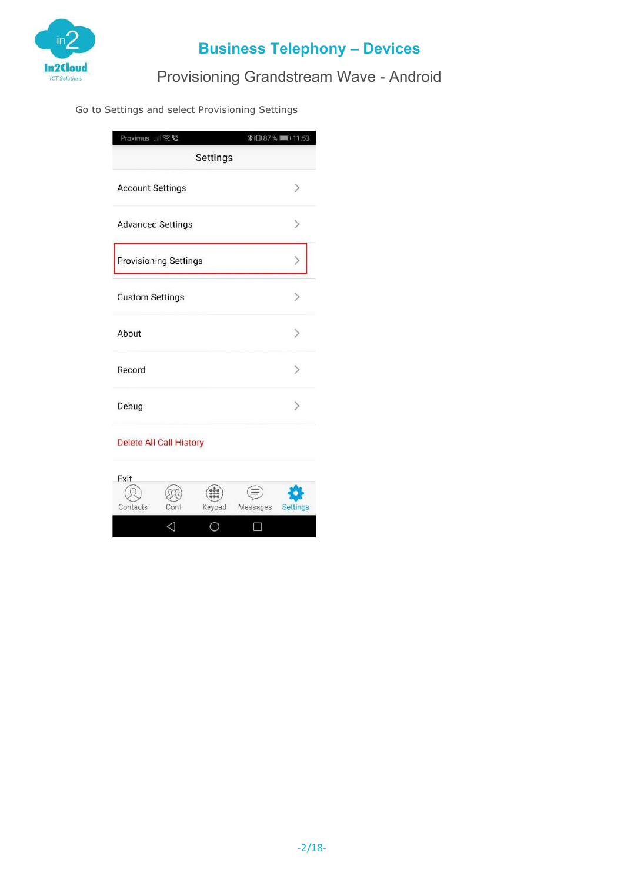Go to Settings and select Provisioning Settings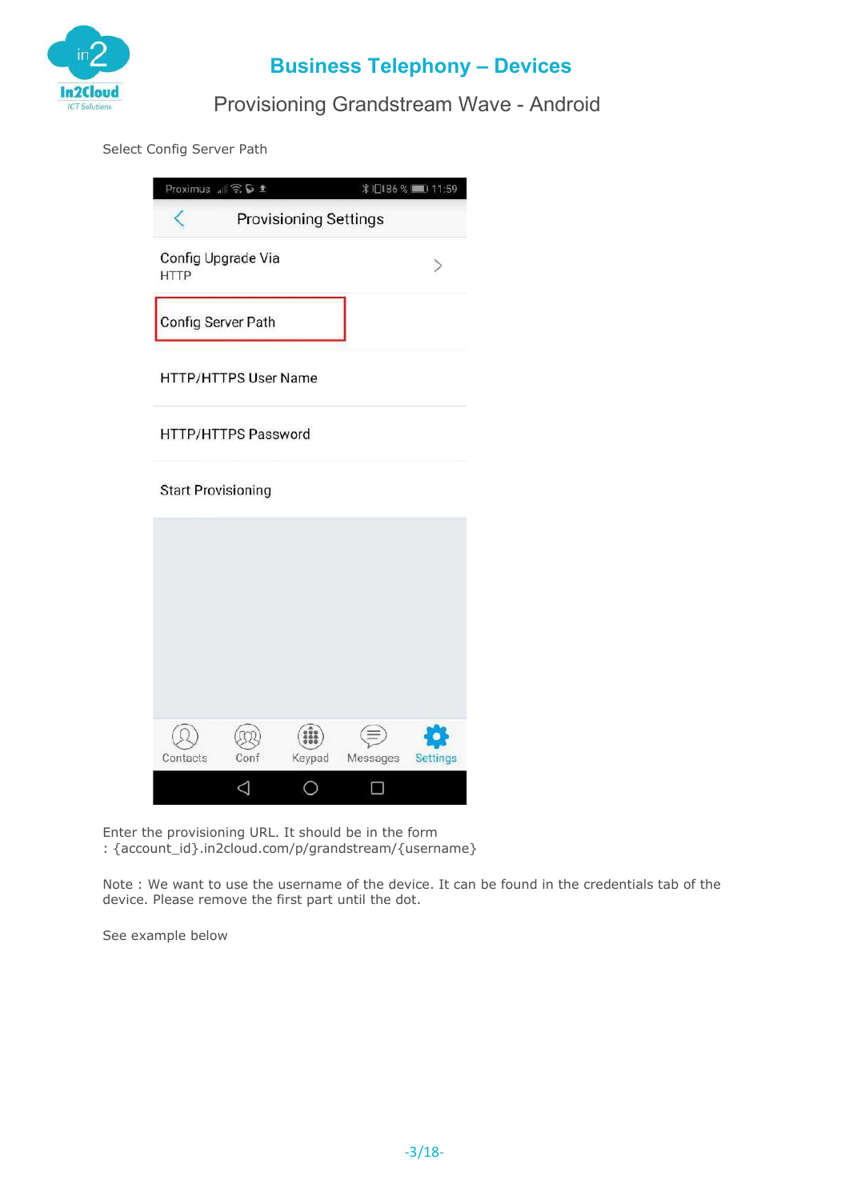Select Config Server Path

Enter the provisioning URL. It should be in the form : {account_id}.in2cloud.com/p/grandstream/{username}

Note : We want to use the username of the device. It can be found in the credentials tab of the device. Please remove the first part until the dot.

See example below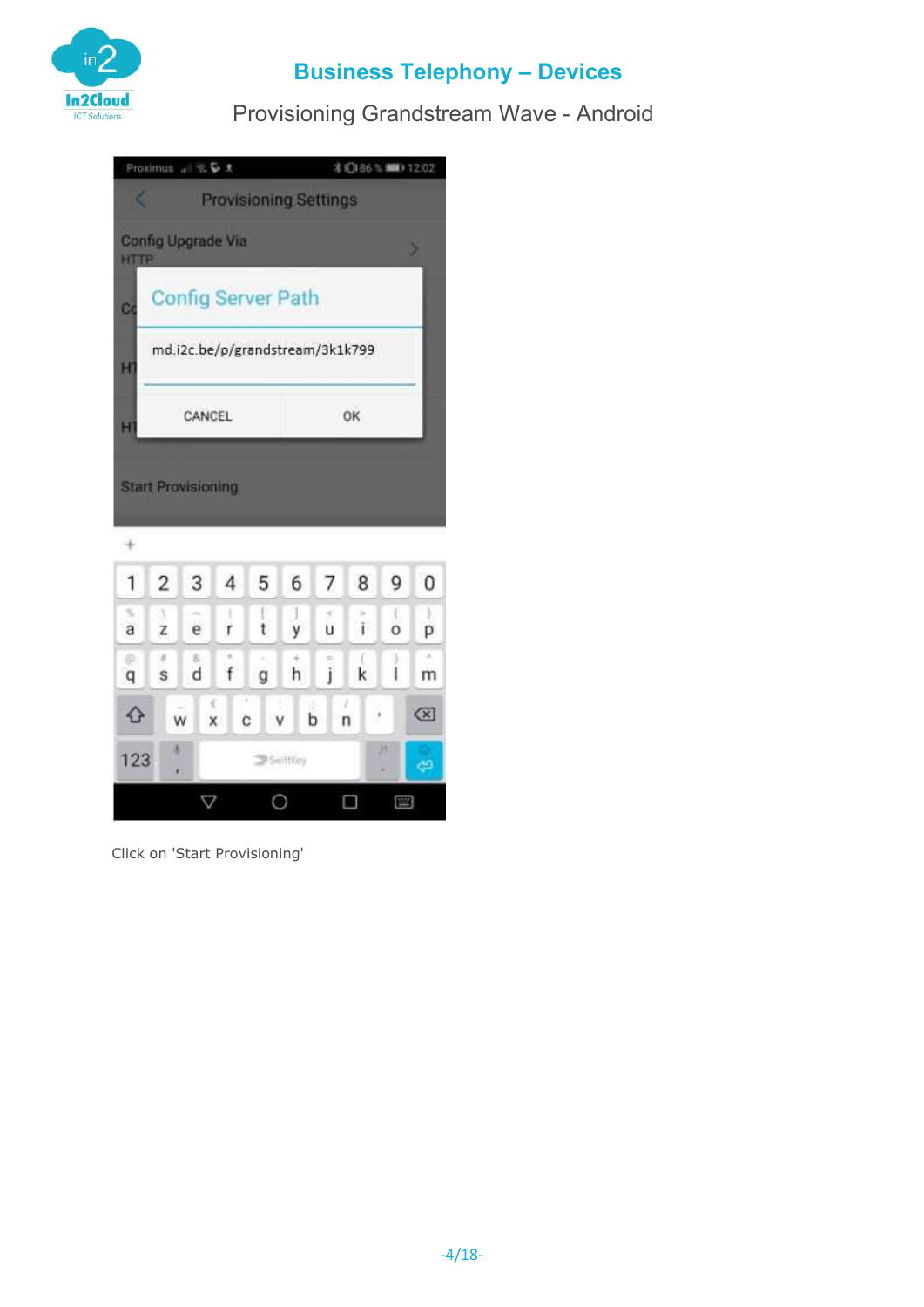Click on 'Start Provisioning'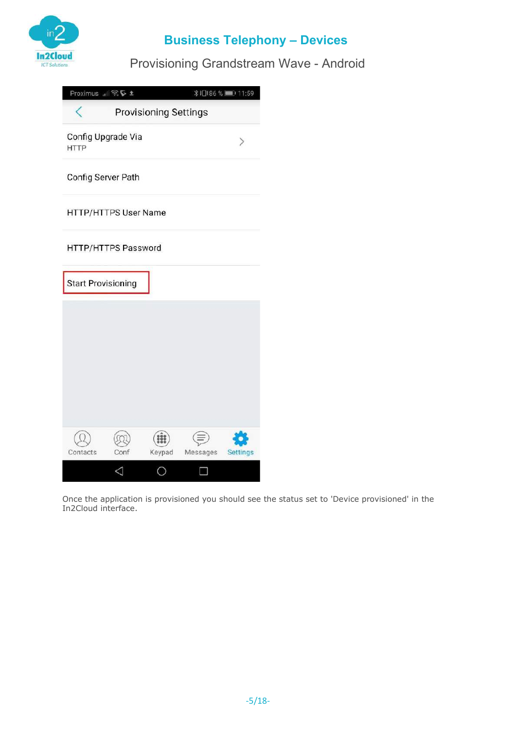Once the application is provisioned you should see the status set to 'Device provisioned' in the In2Cloud interface.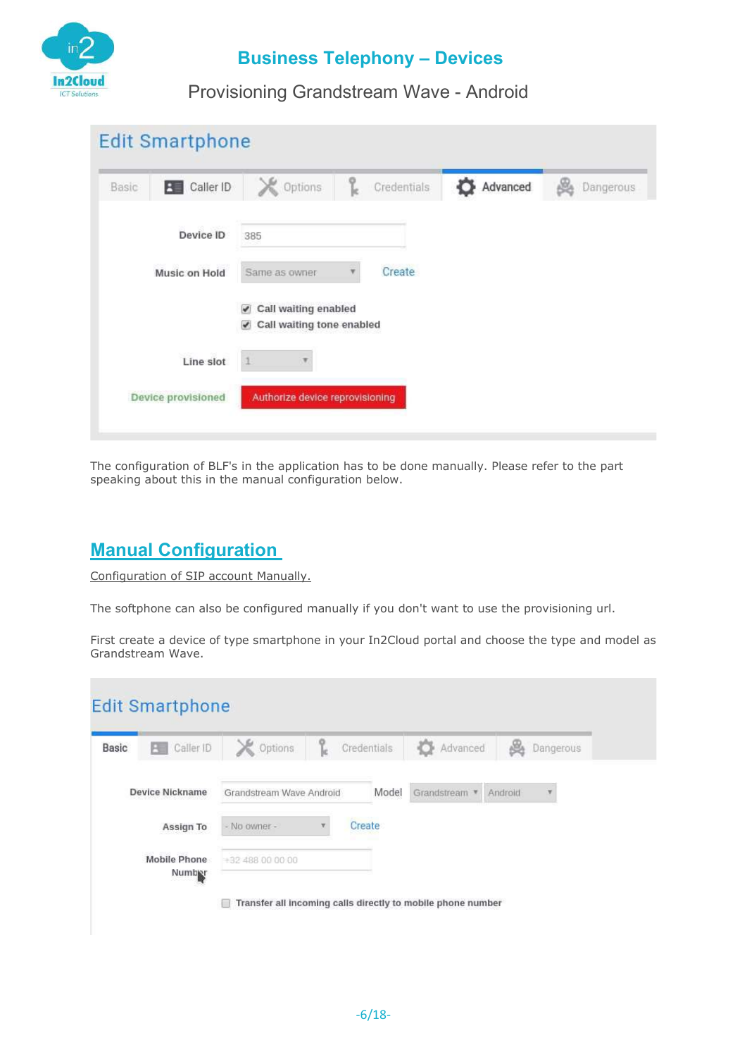## Edit Smartphone

Basic | Caller ID | Options | Credentials | Advanced | Dangerous

Device ID: 385

Music on Hold: Same as owner — Create

- [x] Call waiting enabled
- [x] Call waiting tone enabled

Line slot: 1

Device provisioned — Authorize device reprovisioning

The configuration of BLF's in the application has to be done manually. Please refer to the part speaking about this in the manual configuration below.

# Manual Configuration

Configuration of SIP account Manually.

The softphone can also be configured manually if you don't want to use the provisioning url.

First create a device of type smartphone in your In2Cloud portal and choose the type and model as Grandstream Wave.

## Edit Smartphone

Basic | Caller ID | Options | Credentials | Advanced | Dangerous

Device Nickname: Grandstream Wave Android — Model: Grandstream, Android

Assign To: - No owner - — Create

Mobile Phone Number: +32 488 00 00 00

- [ ] Transfer all incoming calls directly to mobile phone number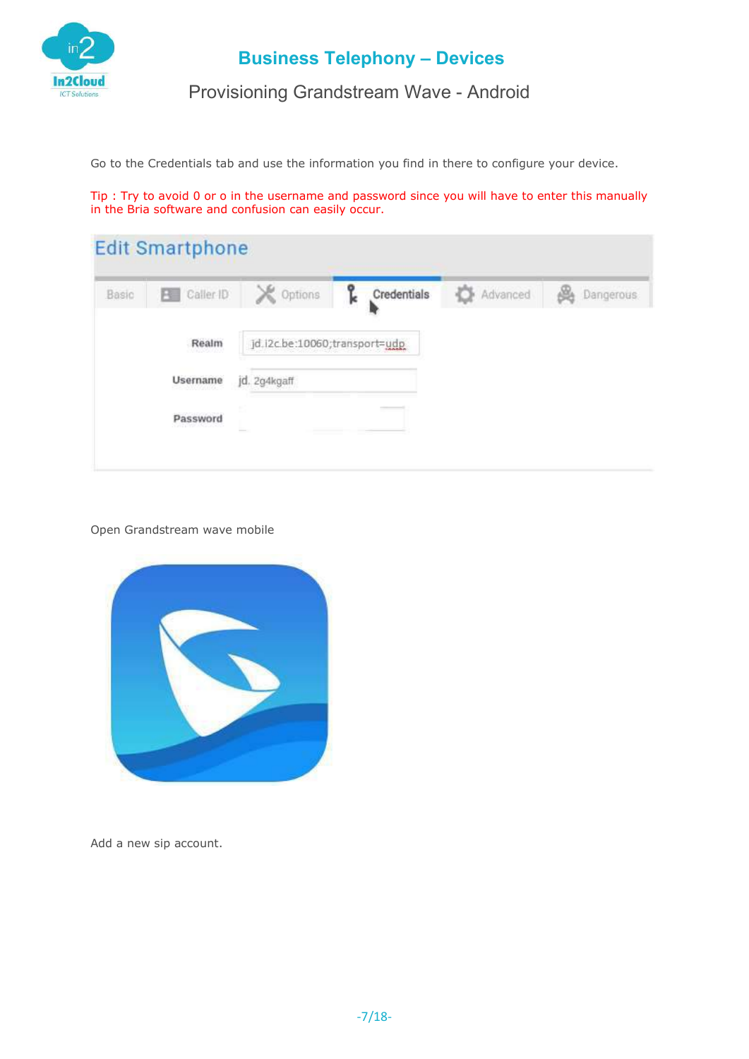# Business Telephony – Devices

## Provisioning Grandstream Wave - Android

Go to the Credentials tab and use the information you find in there to configure your device.

Tip : Try to avoid 0 or o in the username and password since you will have to enter this manually in the Bria software and confusion can easily occur.

Edit Smartphone

Basic | Caller ID | Options | Credentials | Advanced | Dangerous

Realm: jd.i2c.be:10060;transport=udp

Username: jd. 2g4kgaff

Password

Open Grandstream wave mobile

Add a new sip account.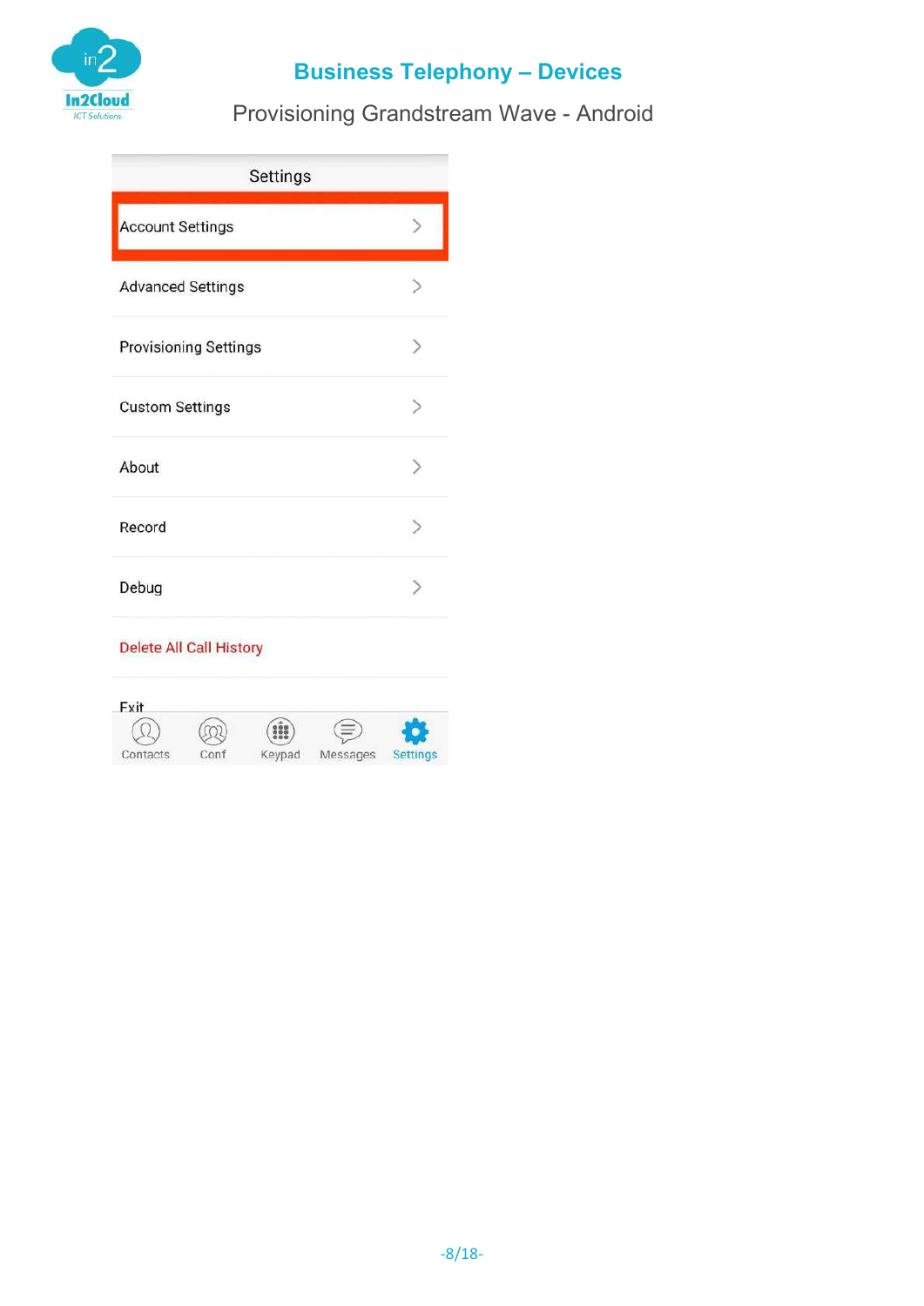Settings

Account Settings

Advanced Settings

Provisioning Settings

Custom Settings

About

Record

Debug

Delete All Call History

Exit

Contacts Conf Keypad Messages Settings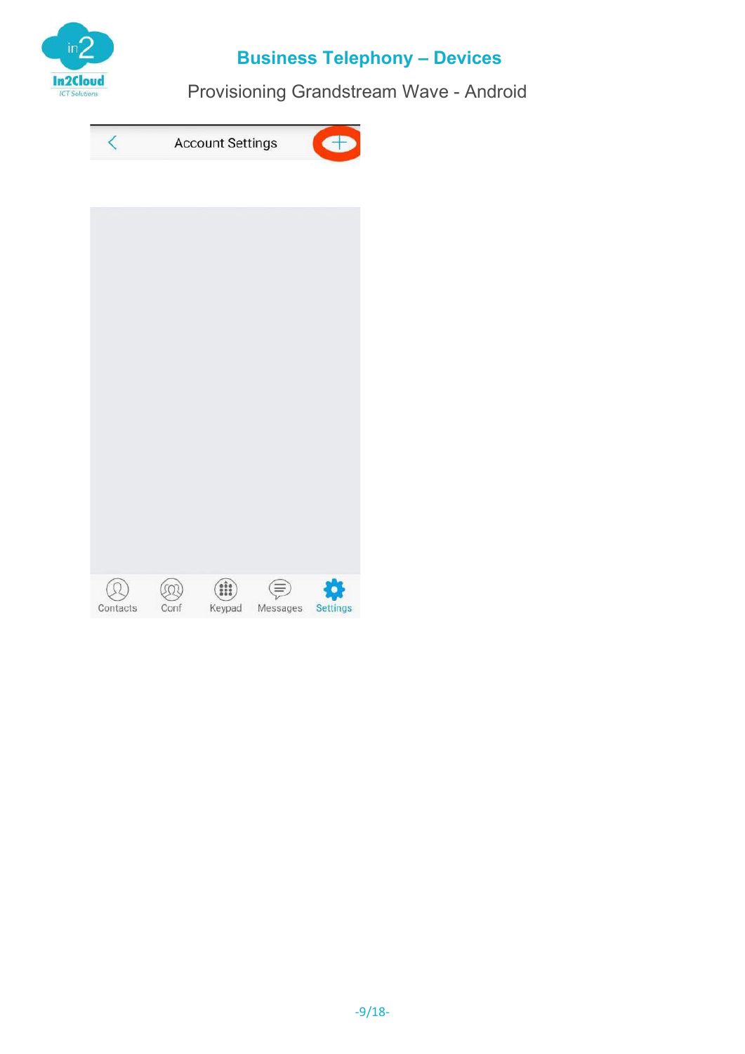Account Settings

Contacts Conf Keypad Messages Settings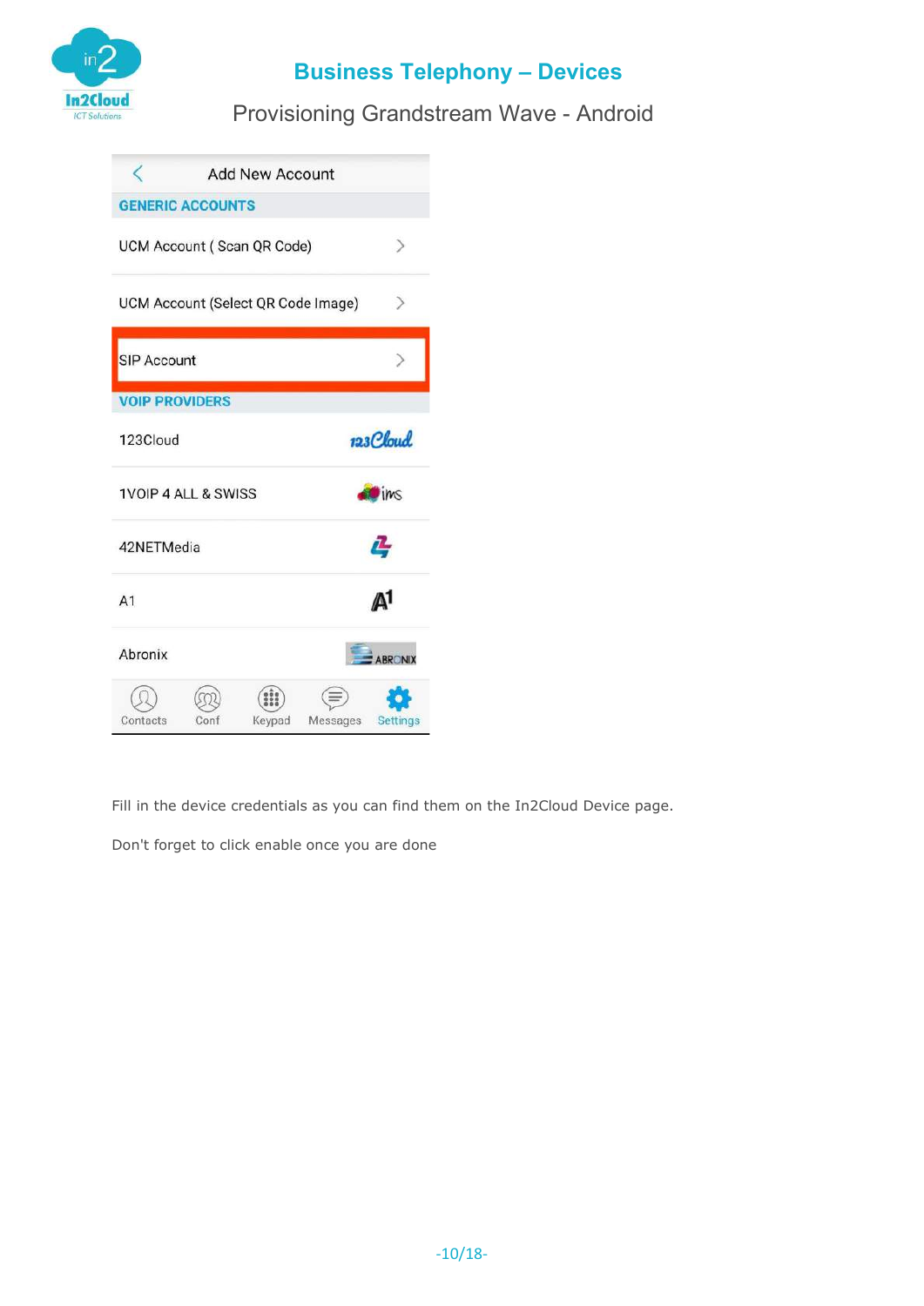Add New Account

GENERIC ACCOUNTS

UCM Account ( Scan QR Code)

UCM Account (Select QR Code Image)

SIP Account

VOIP PROVIDERS

123Cloud

1VOIP 4 ALL & SWISS

42NETMedia

A1

Abronix

Contacts Conf Keypad Messages Settings

Fill in the device credentials as you can find them on the In2Cloud Device page.

Don't forget to click enable once you are done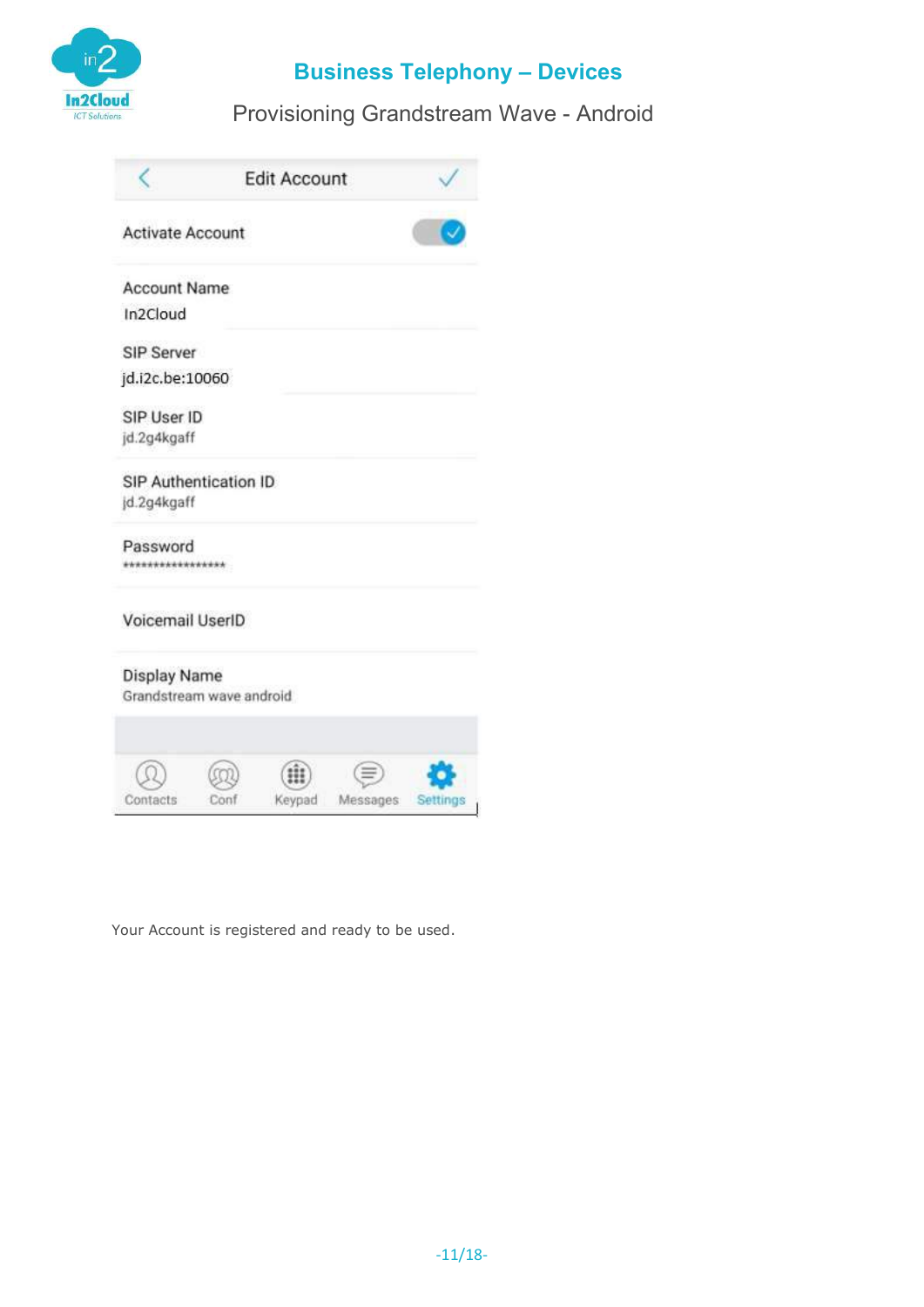Edit Account

Activate Account

Account Name
In2Cloud

SIP Server
jd.i2c.be:10060

SIP User ID
jd.2g4kgaff

SIP Authentication ID
jd.2g4kgaff

Password
*****************

Voicemail UserID

Display Name
Grandstream wave android

Contacts Conf Keypad Messages Settings

Your Account is registered and ready to be used.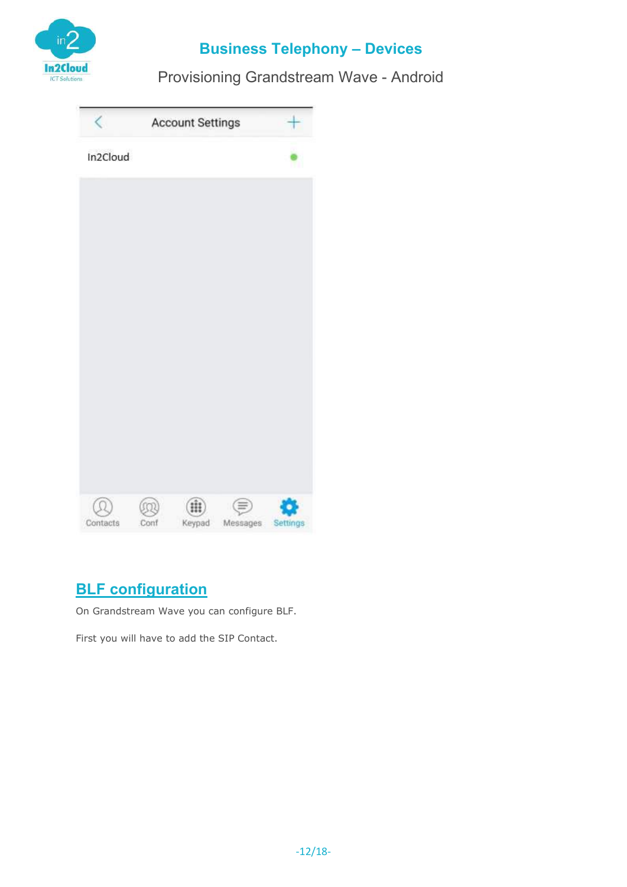## BLF configuration

On Grandstream Wave you can configure BLF.

First you will have to add the SIP Contact.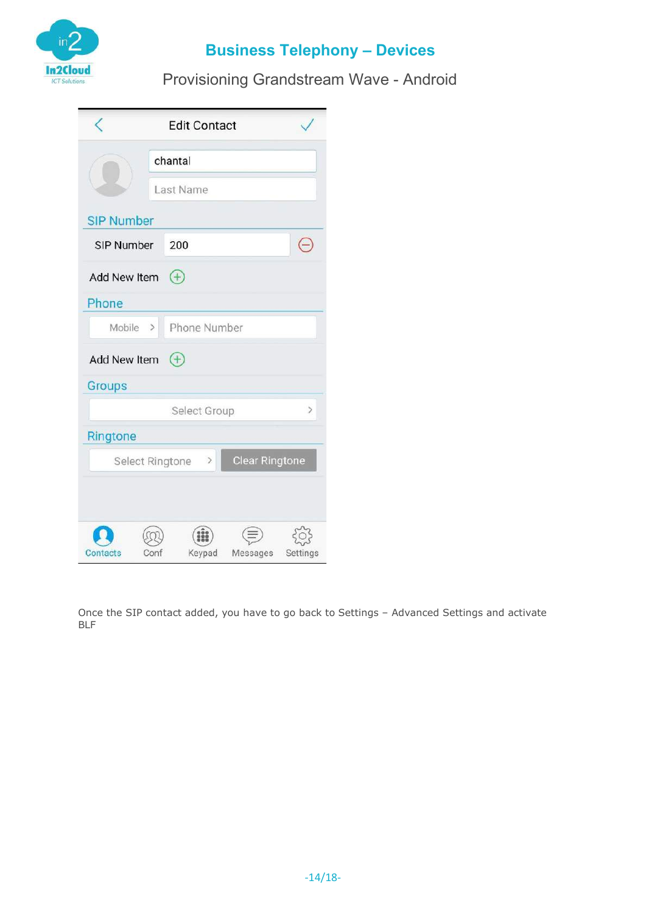Once the SIP contact added, you have to go back to Settings – Advanced Settings and activate BLF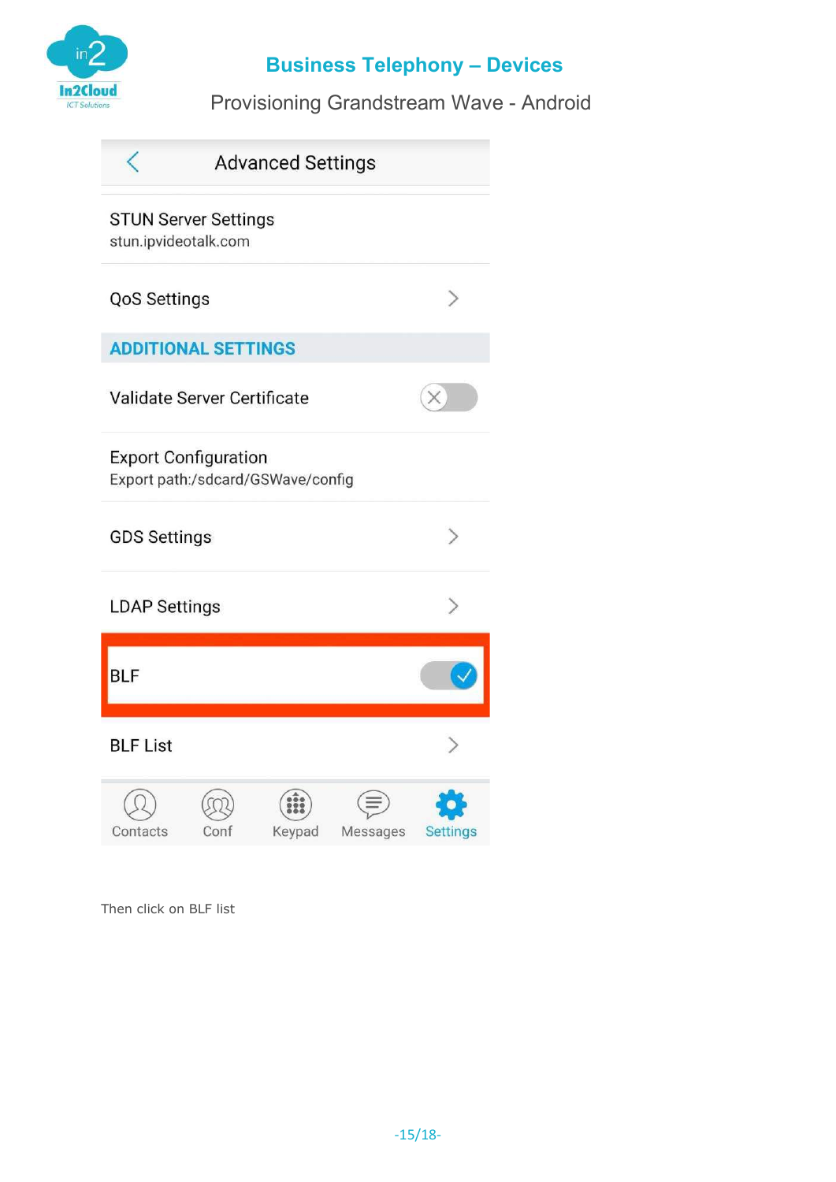Advanced Settings

STUN Server Settings
stun.ipvideotalk.com

QoS Settings

ADDITIONAL SETTINGS

Validate Server Certificate

Export Configuration
Export path:/sdcard/GSWave/config

GDS Settings

LDAP Settings

BLF

BLF List

Contacts Conf Keypad Messages Settings

Then click on BLF list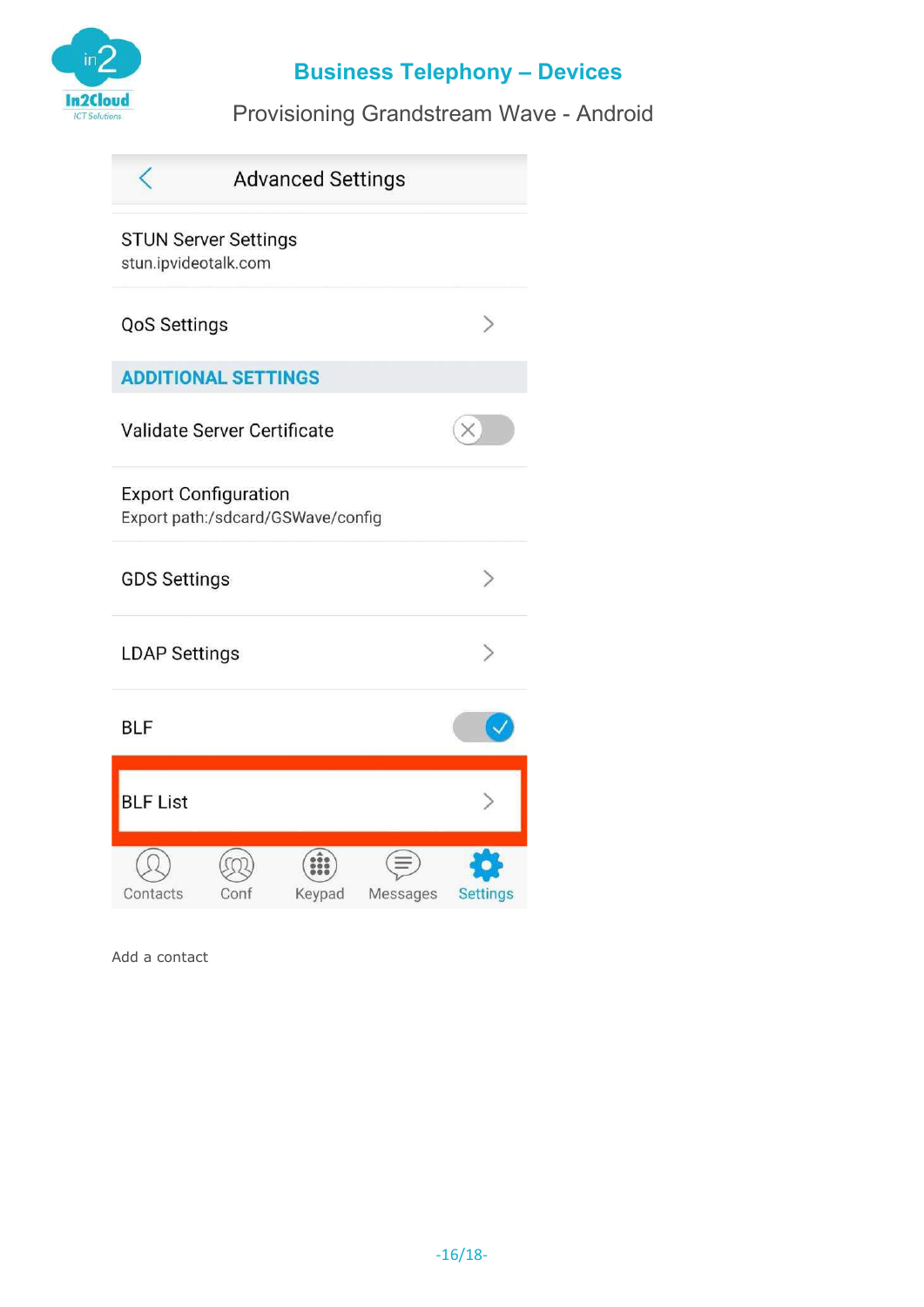Advanced Settings

STUN Server Settings
stun.ipvideotalk.com

QoS Settings

ADDITIONAL SETTINGS

Validate Server Certificate

Export Configuration
Export path:/sdcard/GSWave/config

GDS Settings

LDAP Settings

BLF

BLF List

Contacts Conf Keypad Messages Settings

Add a contact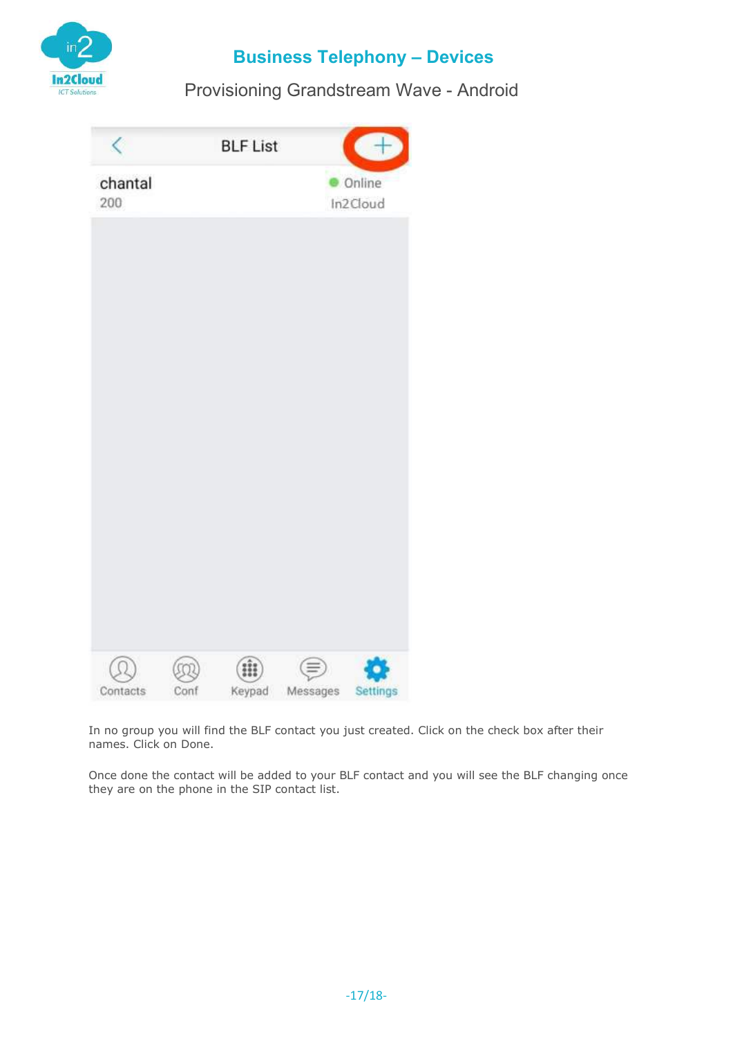In no group you will find the BLF contact you just created. Click on the check box after their names. Click on Done.

Once done the contact will be added to your BLF contact and you will see the BLF changing once they are on the phone in the SIP contact list.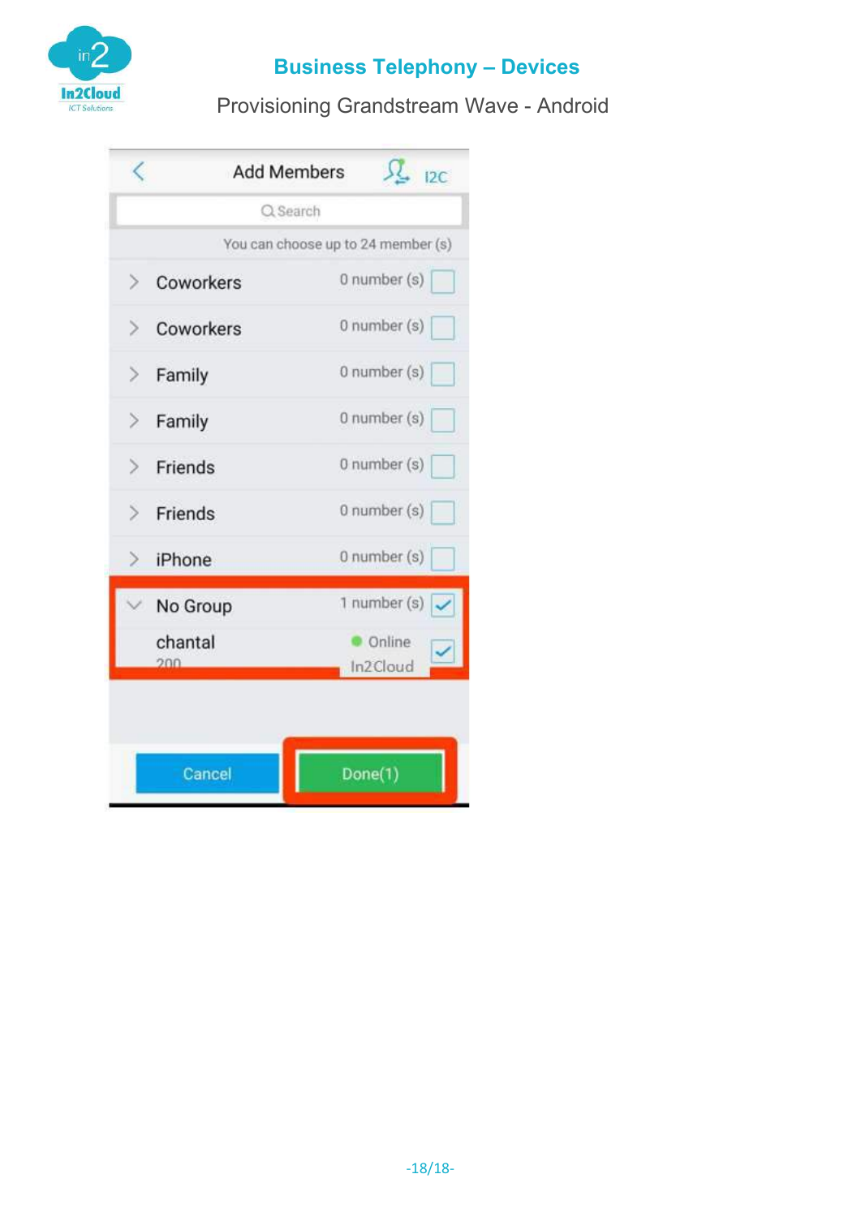Add Members

I2C

Search

You can choose up to 24 member (s)

Coworkers 0 number (s)

Coworkers 0 number (s)

Family 0 number (s)

Family 0 number (s)

Friends 0 number (s)

Friends 0 number (s)

iPhone 0 number (s)

No Group 1 number (s)

chantal Online

200 In2Cloud

Cancel

Done(1)